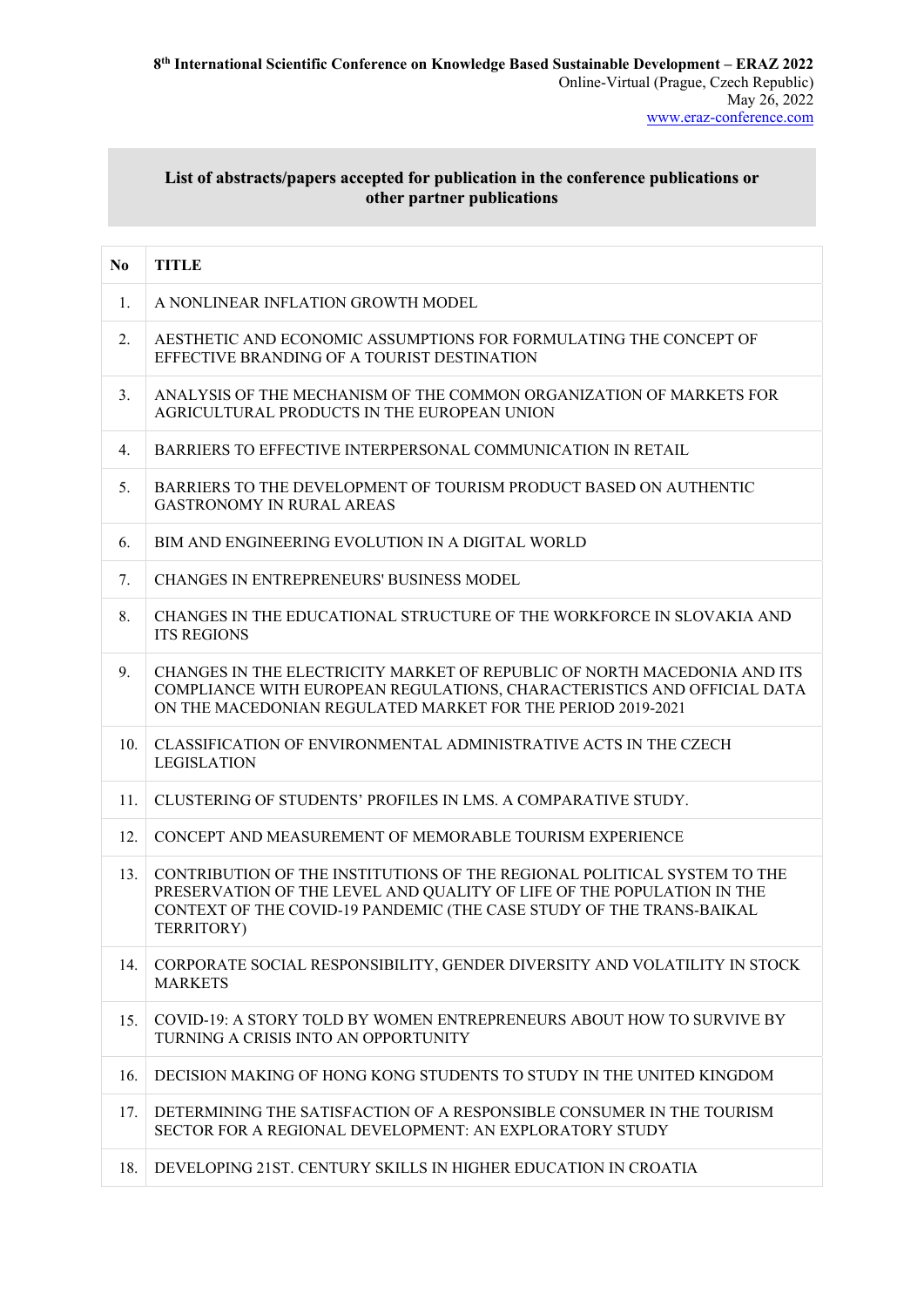**8th International Scientific Conference on Knowledge Based Sustainable Development – ERAZ 2022**
Online-Virtual (Prague, Czech Republic)
May 26, 2022
www.eraz-conference.com

## List of abstracts/papers accepted for publication in the conference publications or other partner publications

| No | TITLE |
|---|---|
| 1. | A NONLINEAR INFLATION GROWTH MODEL |
| 2. | AESTHETIC AND ECONOMIC ASSUMPTIONS FOR FORMULATING THE CONCEPT OF EFFECTIVE BRANDING OF A TOURIST DESTINATION |
| 3. | ANALYSIS OF THE MECHANISM OF THE COMMON ORGANIZATION OF MARKETS FOR AGRICULTURAL PRODUCTS IN THE EUROPEAN UNION |
| 4. | BARRIERS TO EFFECTIVE INTERPERSONAL COMMUNICATION IN RETAIL |
| 5. | BARRIERS TO THE DEVELOPMENT OF TOURISM PRODUCT BASED ON AUTHENTIC GASTRONOMY IN RURAL AREAS |
| 6. | BIM AND ENGINEERING EVOLUTION IN A DIGITAL WORLD |
| 7. | CHANGES IN ENTREPRENEURS' BUSINESS MODEL |
| 8. | CHANGES IN THE EDUCATIONAL STRUCTURE OF THE WORKFORCE IN SLOVAKIA AND ITS REGIONS |
| 9. | CHANGES IN THE ELECTRICITY MARKET OF REPUBLIC OF NORTH MACEDONIA AND ITS COMPLIANCE WITH EUROPEAN REGULATIONS, CHARACTERISTICS AND OFFICIAL DATA ON THE MACEDONIAN REGULATED MARKET FOR THE PERIOD 2019-2021 |
| 10. | CLASSIFICATION OF ENVIRONMENTAL ADMINISTRATIVE ACTS IN THE CZECH LEGISLATION |
| 11. | CLUSTERING OF STUDENTS' PROFILES IN LMS. A COMPARATIVE STUDY. |
| 12. | CONCEPT AND MEASUREMENT OF MEMORABLE TOURISM EXPERIENCE |
| 13. | CONTRIBUTION OF THE INSTITUTIONS OF THE REGIONAL POLITICAL SYSTEM TO THE PRESERVATION OF THE LEVEL AND QUALITY OF LIFE OF THE POPULATION IN THE CONTEXT OF THE COVID-19 PANDEMIC (THE CASE STUDY OF THE TRANS-BAIKAL TERRITORY) |
| 14. | CORPORATE SOCIAL RESPONSIBILITY, GENDER DIVERSITY AND VOLATILITY IN STOCK MARKETS |
| 15. | COVID-19: A STORY TOLD BY WOMEN ENTREPRENEURS ABOUT HOW TO SURVIVE BY TURNING A CRISIS INTO AN OPPORTUNITY |
| 16. | DECISION MAKING OF HONG KONG STUDENTS TO STUDY IN THE UNITED KINGDOM |
| 17. | DETERMINING THE SATISFACTION OF A RESPONSIBLE CONSUMER IN THE TOURISM SECTOR FOR A REGIONAL DEVELOPMENT: AN EXPLORATORY STUDY |
| 18. | DEVELOPING 21ST. CENTURY SKILLS IN HIGHER EDUCATION IN CROATIA |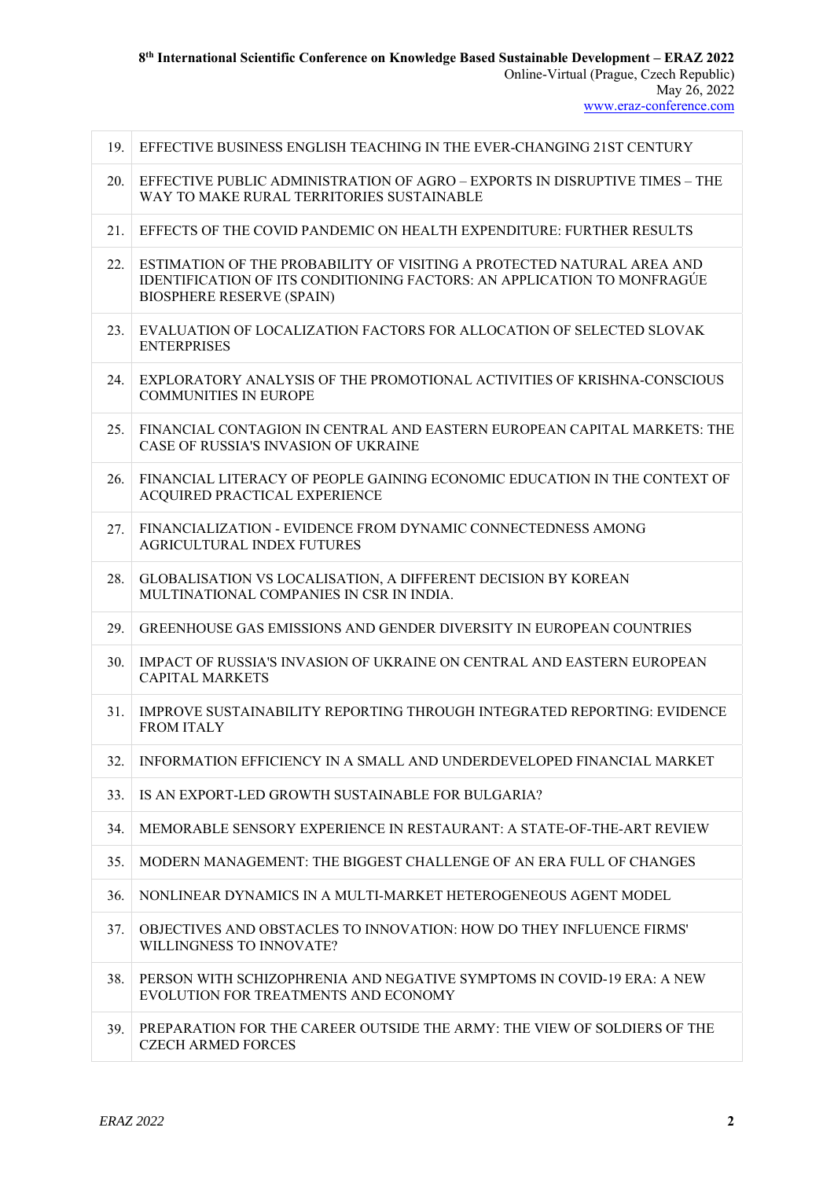| | |
|---|---|
| 19. | EFFECTIVE BUSINESS ENGLISH TEACHING IN THE EVER-CHANGING 21ST CENTURY |
| 20. | EFFECTIVE PUBLIC ADMINISTRATION OF AGRO – EXPORTS IN DISRUPTIVE TIMES – THE WAY TO MAKE RURAL TERRITORIES SUSTAINABLE |
| 21. | EFFECTS OF THE COVID PANDEMIC ON HEALTH EXPENDITURE: FURTHER RESULTS |
| 22. | ESTIMATION OF THE PROBABILITY OF VISITING A PROTECTED NATURAL AREA AND IDENTIFICATION OF ITS CONDITIONING FACTORS: AN APPLICATION TO MONFRAGÚE BIOSPHERE RESERVE (SPAIN) |
| 23. | EVALUATION OF LOCALIZATION FACTORS FOR ALLOCATION OF SELECTED SLOVAK ENTERPRISES |
| 24. | EXPLORATORY ANALYSIS OF THE PROMOTIONAL ACTIVITIES OF KRISHNA-CONSCIOUS COMMUNITIES IN EUROPE |
| 25. | FINANCIAL CONTAGION IN CENTRAL AND EASTERN EUROPEAN CAPITAL MARKETS: THE CASE OF RUSSIA'S INVASION OF UKRAINE |
| 26. | FINANCIAL LITERACY OF PEOPLE GAINING ECONOMIC EDUCATION IN THE CONTEXT OF ACQUIRED PRACTICAL EXPERIENCE |
| 27. | FINANCIALIZATION - EVIDENCE FROM DYNAMIC CONNECTEDNESS AMONG AGRICULTURAL INDEX FUTURES |
| 28. | GLOBALISATION VS LOCALISATION, A DIFFERENT DECISION BY KOREAN MULTINATIONAL COMPANIES IN CSR IN INDIA. |
| 29. | GREENHOUSE GAS EMISSIONS AND GENDER DIVERSITY IN EUROPEAN COUNTRIES |
| 30. | IMPACT OF RUSSIA'S INVASION OF UKRAINE ON CENTRAL AND EASTERN EUROPEAN CAPITAL MARKETS |
| 31. | IMPROVE SUSTAINABILITY REPORTING THROUGH INTEGRATED REPORTING: EVIDENCE FROM ITALY |
| 32. | INFORMATION EFFICIENCY IN A SMALL AND UNDERDEVELOPED FINANCIAL MARKET |
| 33. | IS AN EXPORT-LED GROWTH SUSTAINABLE FOR BULGARIA? |
| 34. | MEMORABLE SENSORY EXPERIENCE IN RESTAURANT: A STATE-OF-THE-ART REVIEW |
| 35. | MODERN MANAGEMENT: THE BIGGEST CHALLENGE OF AN ERA FULL OF CHANGES |
| 36. | NONLINEAR DYNAMICS IN A MULTI-MARKET HETEROGENEOUS AGENT MODEL |
| 37. | OBJECTIVES AND OBSTACLES TO INNOVATION: HOW DO THEY INFLUENCE FIRMS' WILLINGNESS TO INNOVATE? |
| 38. | PERSON WITH SCHIZOPHRENIA AND NEGATIVE SYMPTOMS IN COVID-19 ERA: A NEW EVOLUTION FOR TREATMENTS AND ECONOMY |
| 39. | PREPARATION FOR THE CAREER OUTSIDE THE ARMY: THE VIEW OF SOLDIERS OF THE CZECH ARMED FORCES |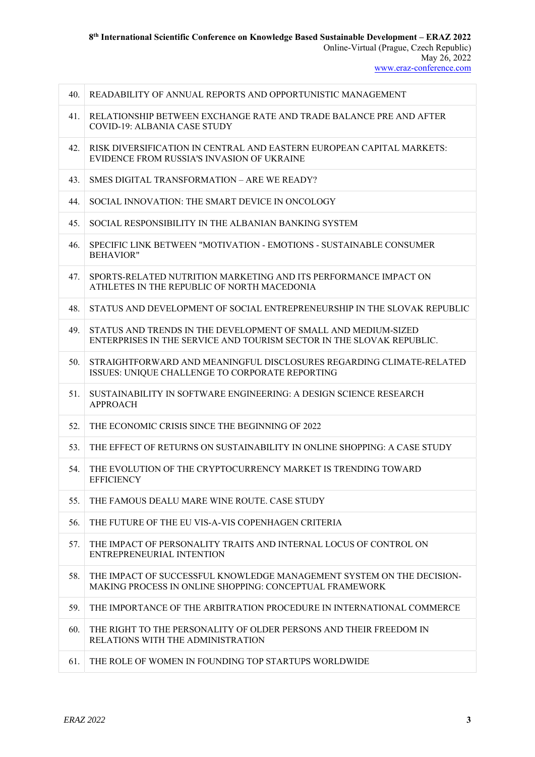| | |
|---|---|
| 40. | READABILITY OF ANNUAL REPORTS AND OPPORTUNISTIC MANAGEMENT |
| 41. | RELATIONSHIP BETWEEN EXCHANGE RATE AND TRADE BALANCE PRE AND AFTER COVID-19: ALBANIA CASE STUDY |
| 42. | RISK DIVERSIFICATION IN CENTRAL AND EASTERN EUROPEAN CAPITAL MARKETS: EVIDENCE FROM RUSSIA'S INVASION OF UKRAINE |
| 43. | SMES DIGITAL TRANSFORMATION – ARE WE READY? |
| 44. | SOCIAL INNOVATION: THE SMART DEVICE IN ONCOLOGY |
| 45. | SOCIAL RESPONSIBILITY IN THE ALBANIAN BANKING SYSTEM |
| 46. | SPECIFIC LINK BETWEEN "MOTIVATION - EMOTIONS - SUSTAINABLE CONSUMER BEHAVIOR" |
| 47. | SPORTS-RELATED NUTRITION MARKETING AND ITS PERFORMANCE IMPACT ON ATHLETES IN THE REPUBLIC OF NORTH MACEDONIA |
| 48. | STATUS AND DEVELOPMENT OF SOCIAL ENTREPRENEURSHIP IN THE SLOVAK REPUBLIC |
| 49. | STATUS AND TRENDS IN THE DEVELOPMENT OF SMALL AND MEDIUM-SIZED ENTERPRISES IN THE SERVICE AND TOURISM SECTOR IN THE SLOVAK REPUBLIC. |
| 50. | STRAIGHTFORWARD AND MEANINGFUL DISCLOSURES REGARDING CLIMATE-RELATED ISSUES: UNIQUE CHALLENGE TO CORPORATE REPORTING |
| 51. | SUSTAINABILITY IN SOFTWARE ENGINEERING: A DESIGN SCIENCE RESEARCH APPROACH |
| 52. | THE ECONOMIC CRISIS SINCE THE BEGINNING OF 2022 |
| 53. | THE EFFECT OF RETURNS ON SUSTAINABILITY IN ONLINE SHOPPING: A CASE STUDY |
| 54. | THE EVOLUTION OF THE CRYPTOCURRENCY MARKET IS TRENDING TOWARD EFFICIENCY |
| 55. | THE FAMOUS DEALU MARE WINE ROUTE. CASE STUDY |
| 56. | THE FUTURE OF THE EU VIS-A-VIS COPENHAGEN CRITERIA |
| 57. | THE IMPACT OF PERSONALITY TRAITS AND INTERNAL LOCUS OF CONTROL ON ENTREPRENEURIAL INTENTION |
| 58. | THE IMPACT OF SUCCESSFUL KNOWLEDGE MANAGEMENT SYSTEM ON THE DECISION-MAKING PROCESS IN ONLINE SHOPPING: CONCEPTUAL FRAMEWORK |
| 59. | THE IMPORTANCE OF THE ARBITRATION PROCEDURE IN INTERNATIONAL COMMERCE |
| 60. | THE RIGHT TO THE PERSONALITY OF OLDER PERSONS AND THEIR FREEDOM IN RELATIONS WITH THE ADMINISTRATION |
| 61. | THE ROLE OF WOMEN IN FOUNDING TOP STARTUPS WORLDWIDE |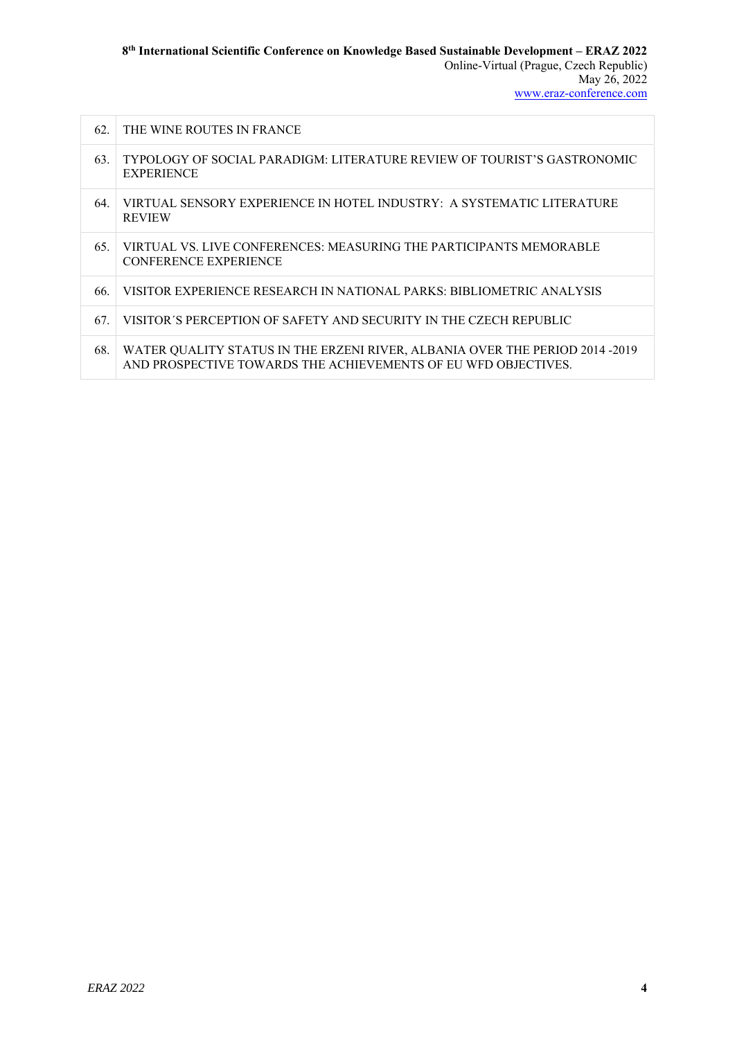| | |
|---|---|
| 62. | THE WINE ROUTES IN FRANCE |
| 63. | TYPOLOGY OF SOCIAL PARADIGM: LITERATURE REVIEW OF TOURIST’S GASTRONOMIC EXPERIENCE |
| 64. | VIRTUAL SENSORY EXPERIENCE IN HOTEL INDUSTRY: A SYSTEMATIC LITERATURE REVIEW |
| 65. | VIRTUAL VS. LIVE CONFERENCES: MEASURING THE PARTICIPANTS MEMORABLE CONFERENCE EXPERIENCE |
| 66. | VISITOR EXPERIENCE RESEARCH IN NATIONAL PARKS: BIBLIOMETRIC ANALYSIS |
| 67. | VISITOR´S PERCEPTION OF SAFETY AND SECURITY IN THE CZECH REPUBLIC |
| 68. | WATER QUALITY STATUS IN THE ERZENI RIVER, ALBANIA OVER THE PERIOD 2014 -2019 AND PROSPECTIVE TOWARDS THE ACHIEVEMENTS OF EU WFD OBJECTIVES. |